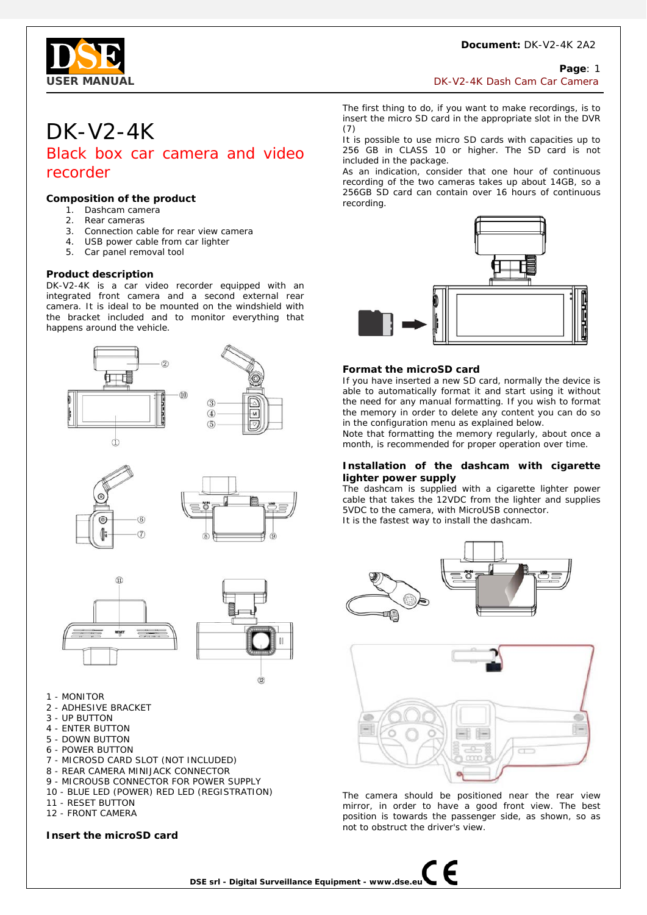# DK-V2-4K

## Black box car camera and video recorder

### Composition of the product

1. Dashcam camera
2. Rear cameras
3. Connection cable for rear view camera
4. USB power cable from car lighter
5. Car panel removal tool

### Product description

DK-V2-4K is a car video recorder equipped with an integrated front camera and a second external rear camera. It is ideal to be mounted on the windshield with the bracket included and to monitor everything that happens around the vehicle.

1 - MONITOR
2 - ADHESIVE BRACKET
3 - UP BUTTON
4 - ENTER BUTTON
5 - DOWN BUTTON
6 - POWER BUTTON
7 - MICROSD CARD SLOT (NOT INCLUDED)
8 - REAR CAMERA MINIJACK CONNECTOR
9 - MICROUSB CONNECTOR FOR POWER SUPPLY
10 - BLUE LED (POWER) RED LED (REGISTRATION)
11 - RESET BUTTON
12 - FRONT CAMERA

### Insert the microSD card

The first thing to do, if you want to make recordings, is to insert the micro SD card in the appropriate slot in the DVR (7)

It is possible to use micro SD cards with capacities up to 256 GB in CLASS 10 or higher. The SD card is not included in the package.

As an indication, consider that one hour of continuous recording of the two cameras takes up about 14GB, so a 256GB SD card can contain over 16 hours of continuous recording.

### Format the microSD card

If you have inserted a new SD card, normally the device is able to automatically format it and start using it without the need for any manual formatting. If you wish to format the memory in order to delete any content you can do so in the configuration menu as explained below.

Note that formatting the memory regularly, about once a month, is recommended for proper operation over time.

### Installation of the dashcam with cigarette lighter power supply

The dashcam is supplied with a cigarette lighter power cable that takes the 12VDC from the lighter and supplies 5VDC to the camera, with MicroUSB connector.

It is the fastest way to install the dashcam.

The camera should be positioned near the rear view mirror, in order to have a good front view. The best position is towards the passenger side, as shown, so as not to obstruct the driver's view.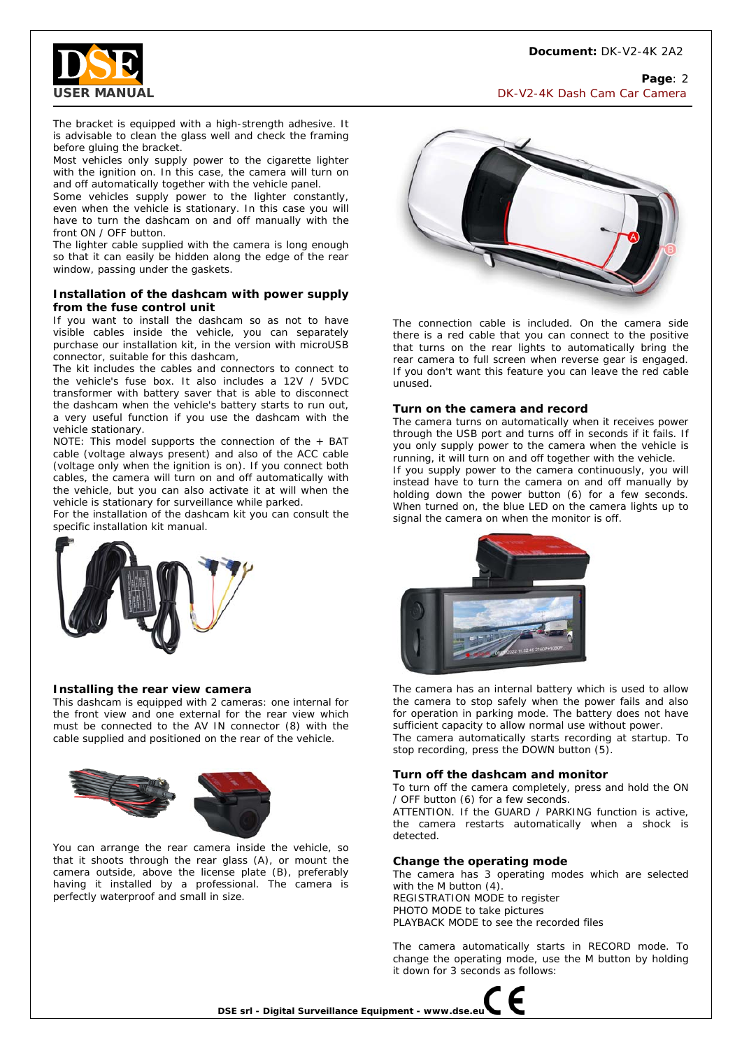The bracket is equipped with a high-strength adhesive. It is advisable to clean the glass well and check the framing before gluing the bracket.
Most vehicles only supply power to the cigarette lighter with the ignition on. In this case, the camera will turn on and off automatically together with the vehicle panel.
Some vehicles supply power to the lighter constantly, even when the vehicle is stationary. In this case you will have to turn the dashcam on and off manually with the front ON / OFF button.
The lighter cable supplied with the camera is long enough so that it can easily be hidden along the edge of the rear window, passing under the gaskets.

### Installation of the dashcam with power supply from the fuse control unit

If you want to install the dashcam so as not to have visible cables inside the vehicle, you can separately purchase our installation kit, in the version with microUSB connector, suitable for this dashcam,
The kit includes the cables and connectors to connect to the vehicle's fuse box. It also includes a 12V / 5VDC transformer with battery saver that is able to disconnect the dashcam when the vehicle's battery starts to run out, a very useful function if you use the dashcam with the vehicle stationary.
NOTE: This model supports the connection of the + BAT cable (voltage always present) and also of the ACC cable (voltage only when the ignition is on). If you connect both cables, the camera will turn on and off automatically with the vehicle, but you can also activate it at will when the vehicle is stationary for surveillance while parked.
For the installation of the dashcam kit you can consult the specific installation kit manual.

### Installing the rear view camera

This dashcam is equipped with 2 cameras: one internal for the front view and one external for the rear view which must be connected to the AV IN connector (8) with the cable supplied and positioned on the rear of the vehicle.

You can arrange the rear camera inside the vehicle, so that it shoots through the rear glass (A), or mount the camera outside, above the license plate (B), preferably having it installed by a professional. The camera is perfectly waterproof and small in size.

The connection cable is included. On the camera side there is a red cable that you can connect to the positive that turns on the rear lights to automatically bring the rear camera to full screen when reverse gear is engaged. If you don't want this feature you can leave the red cable unused.

### Turn on the camera and record

The camera turns on automatically when it receives power through the USB port and turns off in seconds if it fails. If you only supply power to the camera when the vehicle is running, it will turn on and off together with the vehicle.
If you supply power to the camera continuously, you will instead have to turn the camera on and off manually by holding down the power button (6) for a few seconds.
When turned on, the blue LED on the camera lights up to signal the camera on when the monitor is off.

The camera has an internal battery which is used to allow the camera to stop safely when the power fails and also for operation in parking mode. The battery does not have sufficient capacity to allow normal use without power.
The camera automatically starts recording at startup. To stop recording, press the DOWN button (5).

### Turn off the dashcam and monitor

To turn off the camera completely, press and hold the ON / OFF button (6) for a few seconds.
ATTENTION. If the GUARD / PARKING function is active, the camera restarts automatically when a shock is detected.

### Change the operating mode

The camera has 3 operating modes which are selected with the M button (4).
REGISTRATION MODE to register
PHOTO MODE to take pictures
PLAYBACK MODE to see the recorded files

The camera automatically starts in RECORD mode. To change the operating mode, use the M button by holding it down for 3 seconds as follows: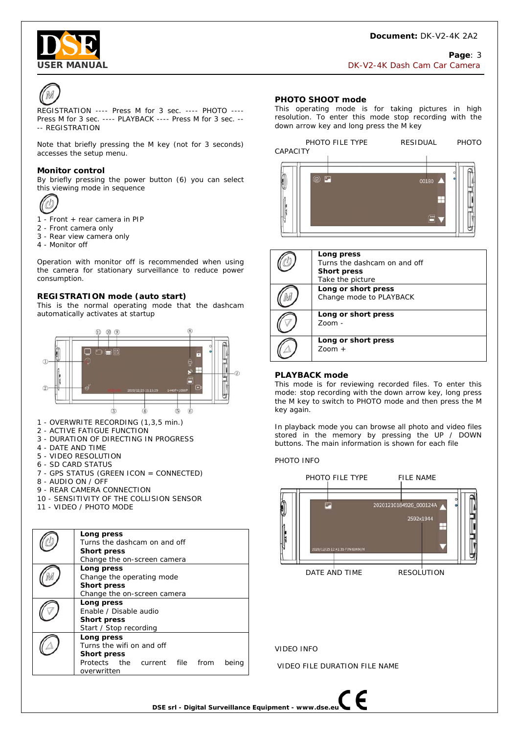REGISTRATION ---- Press M for 3 sec. ---- PHOTO ---- Press M for 3 sec. ---- PLAYBACK ---- Press M for 3 sec. ---- REGISTRATION

Note that briefly pressing the M key (not for 3 seconds) accesses the setup menu.

### Monitor control

By briefly pressing the power button (6) you can select this viewing mode in sequence

1 - Front + rear camera in PIP
2 - Front camera only
3 - Rear view camera only
4 - Monitor off

Operation with monitor off is recommended when using the camera for stationary surveillance to reduce power consumption.

### REGISTRATION mode (auto start)

This is the normal operating mode that the dashcam automatically activates at startup

1 - OVERWRITE RECORDING (1,3,5 min.)
2 - ACTIVE FATIGUE FUNCTION
3 - DURATION OF DIRECTING IN PROGRESS
4 - DATE AND TIME
5 - VIDEO RESOLUTION
6 - SD CARD STATUS
7 - GPS STATUS (GREEN ICON = CONNECTED)
8 - AUDIO ON / OFF
9 - REAR CAMERA CONNECTION
10 - SENSITIVITY OF THE COLLISION SENSOR
11 - VIDEO / PHOTO MODE

| Key | Function |
|---|---|
| Power | **Long press** Turns the dashcam on and off **Short press** Change the on-screen camera |
| M | **Long press** Change the operating mode **Short press** Change the on-screen camera |
| Down | **Long press** Enable / Disable audio **Short press** Start / Stop recording |
| Up | **Long press** Turns the wifi on and off **Short press** Protects the current file from being overwritten |

### PHOTO SHOOT mode

This operating mode is for taking pictures in high resolution. To enter this mode stop recording with the down arrow key and long press the M key

PHOTO FILE TYPE RESIDUAL PHOTO CAPACITY

| Key | Function |
|---|---|
| Power | **Long press** Turns the dashcam on and off **Short press** Take the picture |
| M | **Long or short press** Change mode to PLAYBACK |
| Down | **Long or short press** Zoom - |
| Up | **Long or short press** Zoom + |

### PLAYBACK mode

This mode is for reviewing recorded files. To enter this mode: stop recording with the down arrow key, long press the M key to switch to PHOTO mode and then press the M key again.

In playback mode you can browse all photo and video files stored in the memory by pressing the UP / DOWN buttons. The main information is shown for each file

PHOTO INFO

PHOTO FILE TYPE FILE NAME

DATE AND TIME RESOLUTION

VIDEO INFO

VIDEO FILE DURATION FILE NAME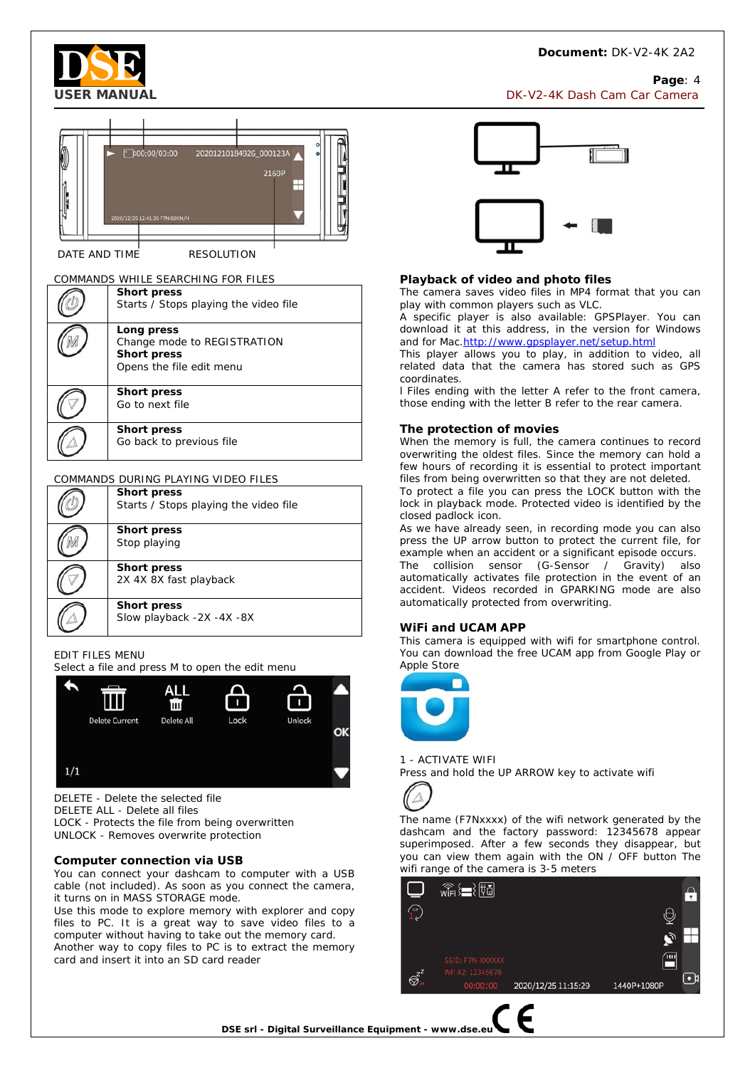DATE AND TIME RESOLUTION

COMMANDS WHILE SEARCHING FOR FILES

| Button | Function |
|---|---|
| ON/OFF | **Short press** Starts / Stops playing the video file |
| M | **Long press** Change mode to REGISTRATION **Short press** Opens the file edit menu |
| DOWN | **Short press** Go to next file |
| UP | **Short press** Go back to previous file |

COMMANDS DURING PLAYING VIDEO FILES

| Button | Function |
|---|---|
| ON/OFF | **Short press** Starts / Stops playing the video file |
| M | **Short press** Stop playing |
| DOWN | **Short press** 2X 4X 8X fast playback |
| UP | **Short press** Slow playback -2X -4X -8X |

EDIT FILES MENU
Select a file and press M to open the edit menu

DELETE - Delete the selected file
DELETE ALL - Delete all files
LOCK - Protects the file from being overwritten
UNLOCK - Removes overwrite protection

## Computer connection via USB

You can connect your dashcam to computer with a USB cable (not included). As soon as you connect the camera, it turns on in MASS STORAGE mode.
Use this mode to explore memory with explorer and copy files to PC. It is a great way to save video files to a computer without having to take out the memory card.
Another way to copy files to PC is to extract the memory card and insert it into an SD card reader

## Playback of video and photo files

The camera saves video files in MP4 format that you can play with common players such as VLC.
A specific player is also available: GPSPlayer. You can download it at this address, in the version for Windows and for Mac.http://www.gpsplayer.net/setup.html
This player allows you to play, in addition to video, all related data that the camera has stored such as GPS coordinates.
l Files ending with the letter A refer to the front camera, those ending with the letter B refer to the rear camera.

## The protection of movies

When the memory is full, the camera continues to record overwriting the oldest files. Since the memory can hold a few hours of recording it is essential to protect important files from being overwritten so that they are not deleted.
To protect a file you can press the LOCK button with the lock in playback mode. Protected video is identified by the closed padlock icon.
As we have already seen, in recording mode you can also press the UP arrow button to protect the current file, for example when an accident or a significant episode occurs.
The collision sensor (G-Sensor / Gravity) also automatically activates file protection in the event of an accident. Videos recorded in GPARKING mode are also automatically protected from overwriting.

## WiFi and UCAM APP

This camera is equipped with wifi for smartphone control. You can download the free UCAM app from Google Play or Apple Store

1 - ACTIVATE WIFI
Press and hold the UP ARROW key to activate wifi

The name (F7Nxxxx) of the wifi network generated by the dashcam and the factory password: 12345678 appear superimposed. After a few seconds they disappear, but you can view them again with the ON / OFF button The wifi range of the camera is 3-5 meters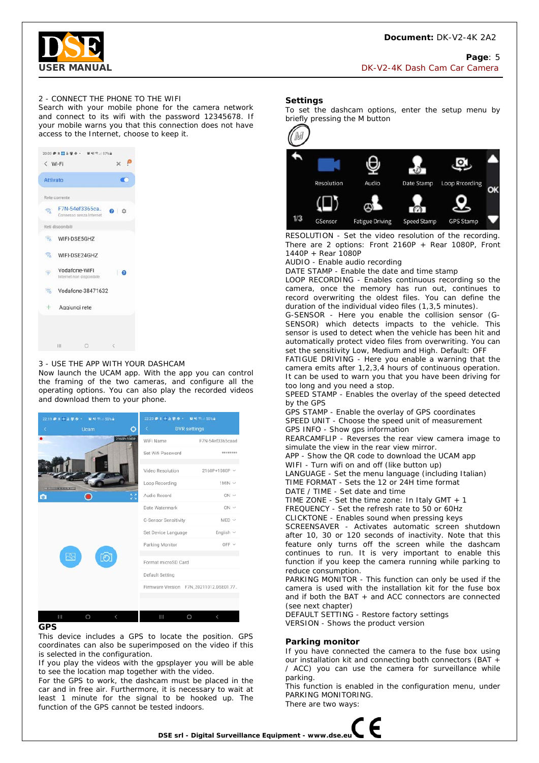2 - CONNECT THE PHONE TO THE WIFI
Search with your mobile phone for the camera network and connect to its wifi with the password 12345678. If your mobile warns you that this connection does not have access to the Internet, choose to keep it.

3 - USE THE APP WITH YOUR DASHCAM
Now launch the UCAM app. With the app you can control the framing of the two cameras, and configure all the operating options. You can also play the recorded videos and download them to your phone.

## GPS

This device includes a GPS to locate the position. GPS coordinates can also be superimposed on the video if this is selected in the configuration.
If you play the videos with the gpsplayer you will be able to see the location map together with the video.
For the GPS to work, the dashcam must be placed in the car and in free air. Furthermore, it is necessary to wait at least 1 minute for the signal to be hooked up. The function of the GPS cannot be tested indoors.

## Settings

To set the dashcam options, enter the setup menu by briefly pressing the M button

RESOLUTION - Set the video resolution of the recording. There are 2 options: Front 2160P + Rear 1080P, Front 1440P + Rear 1080P
AUDIO - Enable audio recording
DATE STAMP - Enable the date and time stamp
LOOP RECORDING - Enables continuous recording so the camera, once the memory has run out, continues to record overwriting the oldest files. You can define the duration of the individual video files (1,3,5 minutes).
G-SENSOR - Here you enable the collision sensor (G-SENSOR) which detects impacts to the vehicle. This sensor is used to detect when the vehicle has been hit and automatically protect video files from overwriting. You can set the sensitivity Low, Medium and High. Default: OFF
FATIGUE DRIVING - Here you enable a warning that the camera emits after 1,2,3,4 hours of continuous operation. It can be used to warn you that you have been driving for too long and you need a stop.
SPEED STAMP - Enables the overlay of the speed detected by the GPS
GPS STAMP - Enable the overlay of GPS coordinates
SPEED UNIT - Choose the speed unit of measurement
GPS INFO - Show gps information
REARCAMFLIP - Reverses the rear view camera image to simulate the view in the rear view mirror.
APP - Show the QR code to download the UCAM app
WIFI - Turn wifi on and off (like button up)
LANGUAGE - Set the menu language (including Italian)
TIME FORMAT - Sets the 12 or 24H time format
DATE / TIME - Set date and time
TIME ZONE - Set the time zone: In Italy GMT + 1
FREQUENCY - Set the refresh rate to 50 or 60Hz
CLICKTONE - Enables sound when pressing keys
SCREENSAVER - Activates automatic screen shutdown after 10, 30 or 120 seconds of inactivity. Note that this feature only turns off the screen while the dashcam continues to run. It is very important to enable this function if you keep the camera running while parking to reduce consumption.
PARKING MONITOR - This function can only be used if the camera is used with the installation kit for the fuse box and if both the BAT + and ACC connectors are connected (see next chapter)
DEFAULT SETTING - Restore factory settings
VERSION - Shows the product version

## Parking monitor

If you have connected the camera to the fuse box using our installation kit and connecting both connectors (BAT + / ACC) you can use the camera for surveillance while parking.
This function is enabled in the configuration menu, under PARKING MONITORING.
There are two ways: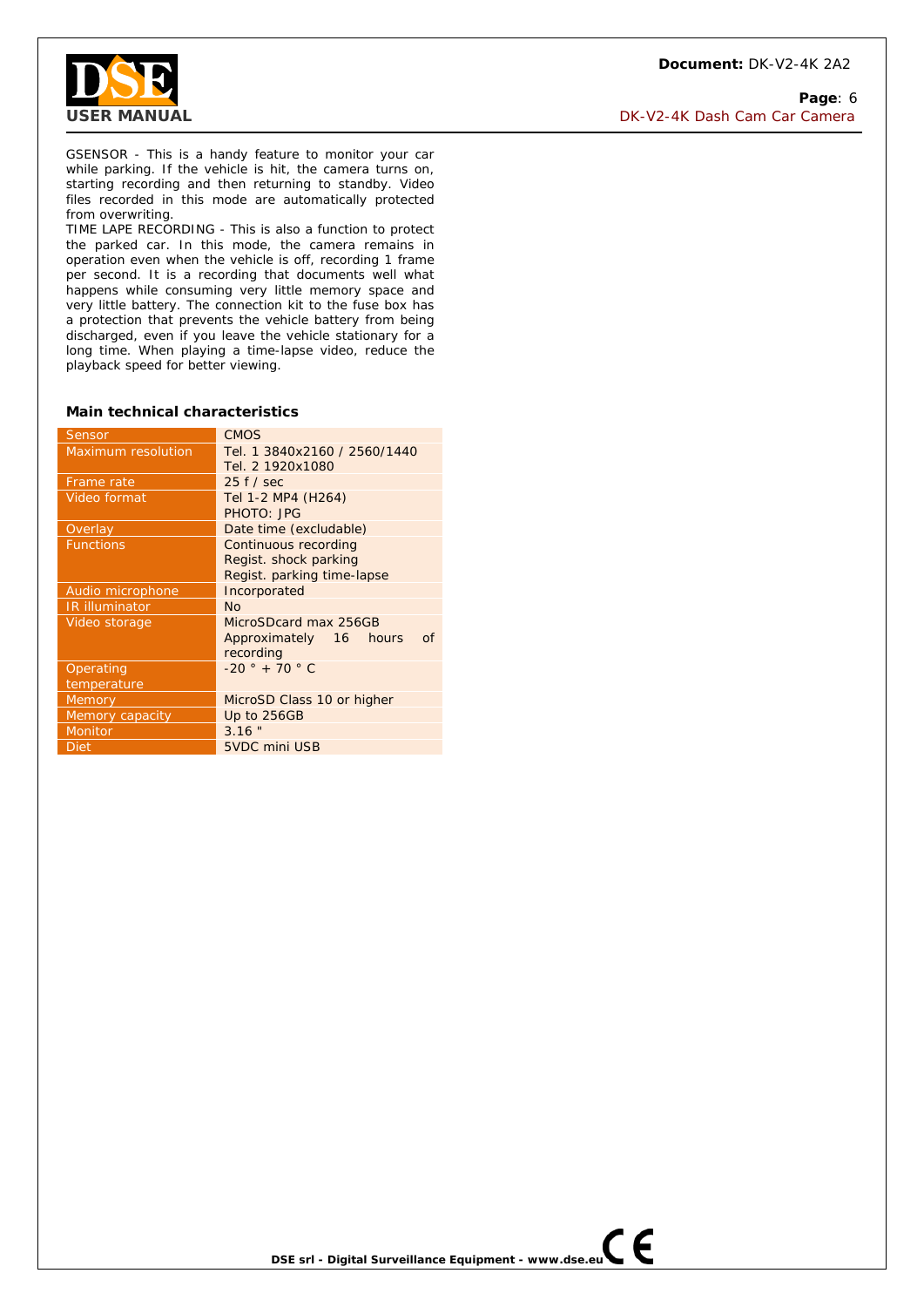GSENSOR - This is a handy feature to monitor your car while parking. If the vehicle is hit, the camera turns on, starting recording and then returning to standby. Video files recorded in this mode are automatically protected from overwriting.
TIME LAPE RECORDING - This is also a function to protect the parked car. In this mode, the camera remains in operation even when the vehicle is off, recording 1 frame per second. It is a recording that documents well what happens while consuming very little memory space and very little battery. The connection kit to the fuse box has a protection that prevents the vehicle battery from being discharged, even if you leave the vehicle stationary for a long time. When playing a time-lapse video, reduce the playback speed for better viewing.

### Main technical characteristics

| | |
|---|---|
| Sensor | CMOS |
| Maximum resolution | Tel. 1 3840x2160 / 2560/1440<br>Tel. 2 1920x1080 |
| Frame rate | 25 f / sec |
| Video format | Tel 1-2 MP4 (H264)<br>PHOTO: JPG |
| Overlay | Date time (excludable) |
| Functions | Continuous recording<br>Regist. shock parking<br>Regist. parking time-lapse |
| Audio microphone | Incorporated |
| IR illuminator | No |
| Video storage | MicroSDcard max 256GB<br>Approximately 16 hours of recording |
| Operating temperature | -20 ° + 70 ° C |
| Memory | MicroSD Class 10 or higher |
| Memory capacity | Up to 256GB |
| Monitor | 3.16 " |
| Diet | 5VDC mini USB |